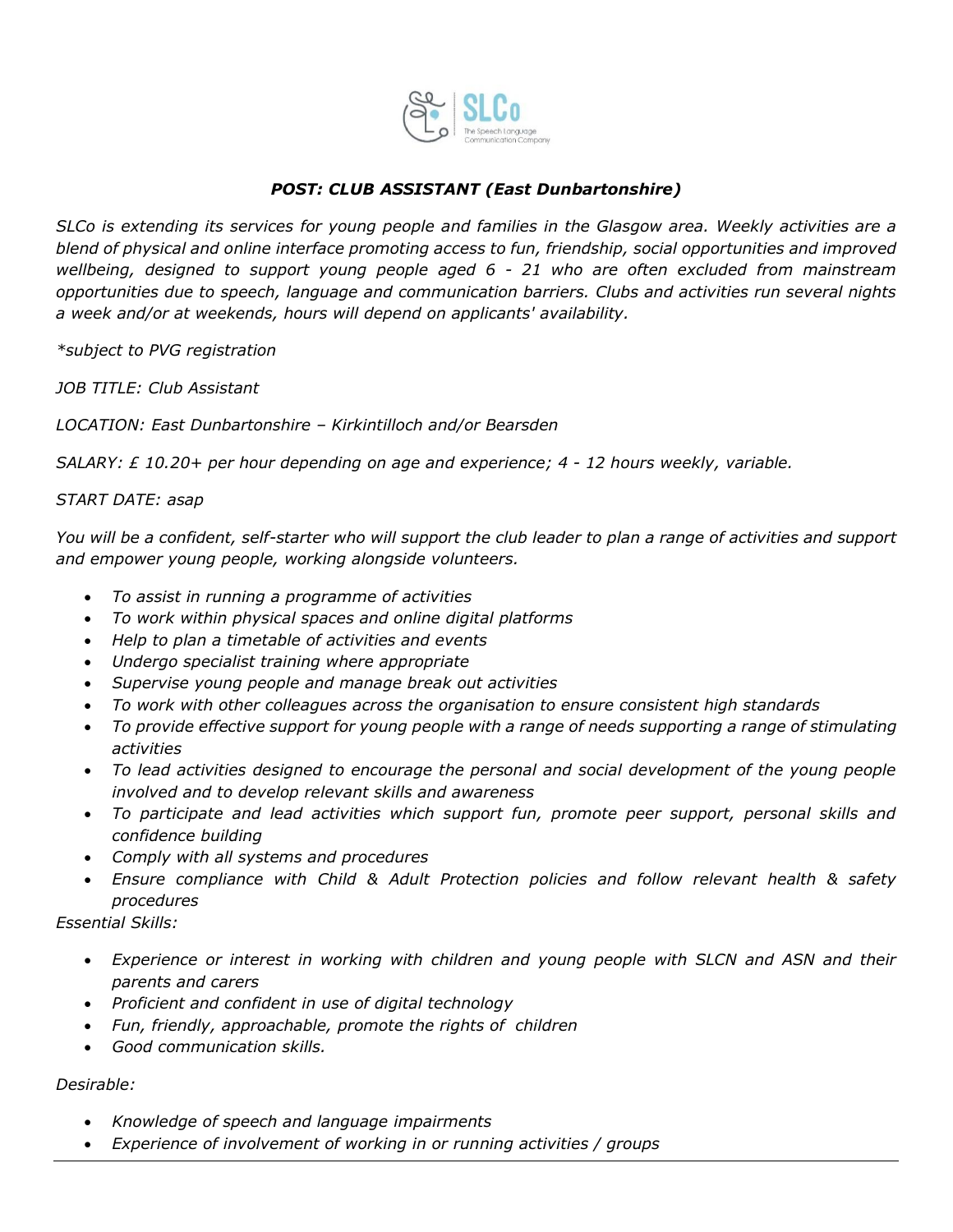SLCo
The Speech Language Communication Company

## *POST: CLUB ASSISTANT (East Dunbartonshire)*

*SLCo is extending its services for young people and families in the Glasgow area. Weekly activities are a blend of physical and online interface promoting access to fun, friendship, social opportunities and improved wellbeing, designed to support young people aged 6 - 21 who are often excluded from mainstream opportunities due to speech, language and communication barriers. Clubs and activities run several nights a week and/or at weekends, hours will depend on applicants' availability.*

*\*subject to PVG registration*

*JOB TITLE: Club Assistant*

*LOCATION: East Dunbartonshire – Kirkintilloch and/or Bearsden*

*SALARY: £ 10.20+ per hour depending on age and experience; 4 - 12 hours weekly, variable.*

*START DATE: asap*

*You will be a confident, self-starter who will support the club leader to plan a range of activities and support and empower young people, working alongside volunteers.*

- *To assist in running a programme of activities*
- *To work within physical spaces and online digital platforms*
- *Help to plan a timetable of activities and events*
- *Undergo specialist training where appropriate*
- *Supervise young people and manage break out activities*
- *To work with other colleagues across the organisation to ensure consistent high standards*
- *To provide effective support for young people with a range of needs supporting a range of stimulating activities*
- *To lead activities designed to encourage the personal and social development of the young people involved and to develop relevant skills and awareness*
- *To participate and lead activities which support fun, promote peer support, personal skills and confidence building*
- *Comply with all systems and procedures*
- *Ensure compliance with Child & Adult Protection policies and follow relevant health & safety procedures*

*Essential Skills:*

- *Experience or interest in working with children and young people with SLCN and ASN and their parents and carers*
- *Proficient and confident in use of digital technology*
- *Fun, friendly, approachable, promote the rights of children*
- *Good communication skills.*

*Desirable:*

- *Knowledge of speech and language impairments*
- *Experience of involvement of working in or running activities / groups*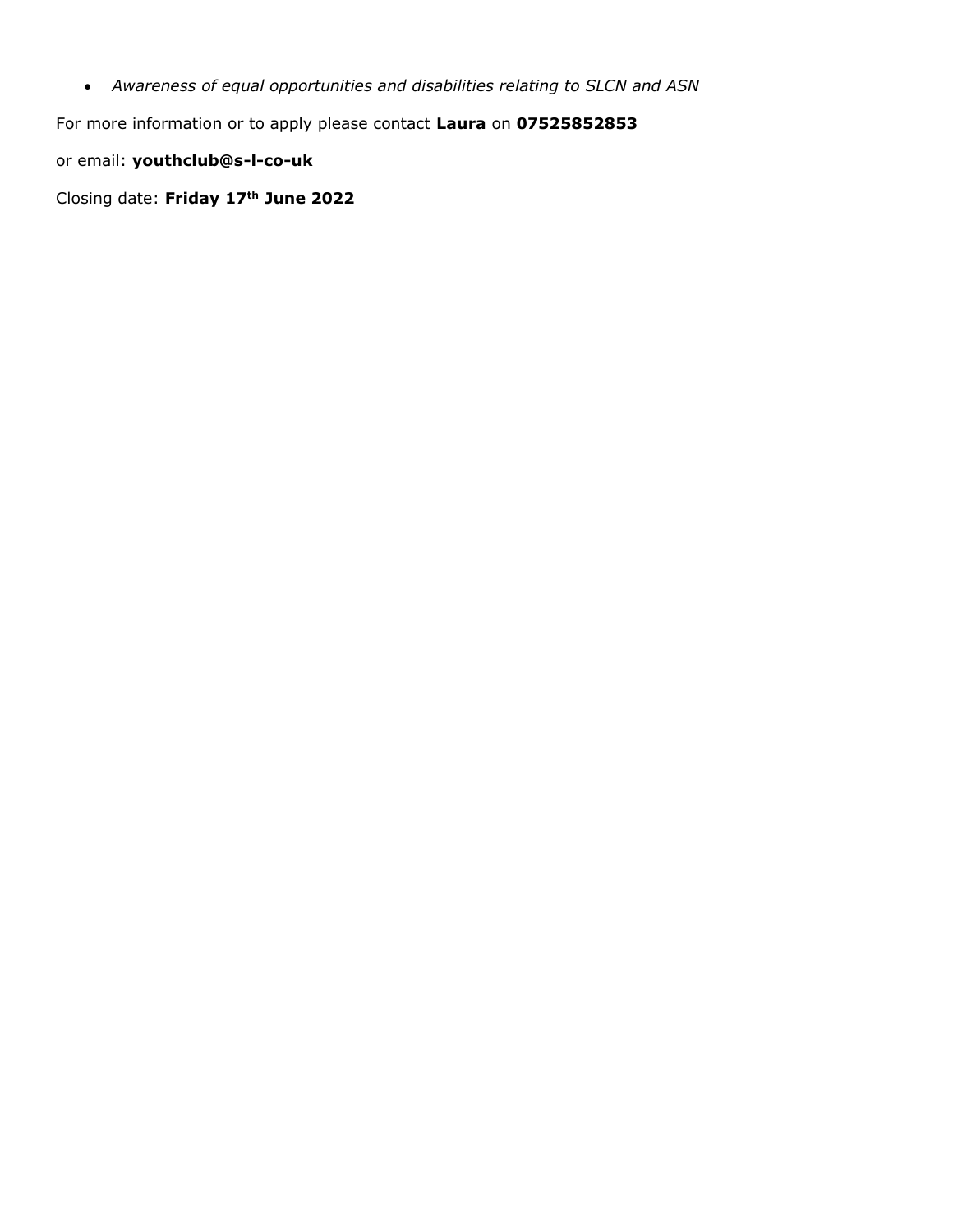- *Awareness of equal opportunities and disabilities relating to SLCN and ASN*

For more information or to apply please contact **Laura** on **07525852853**

or email: **youthclub@s-l-co-uk**

Closing date: **Friday 17th June 2022**